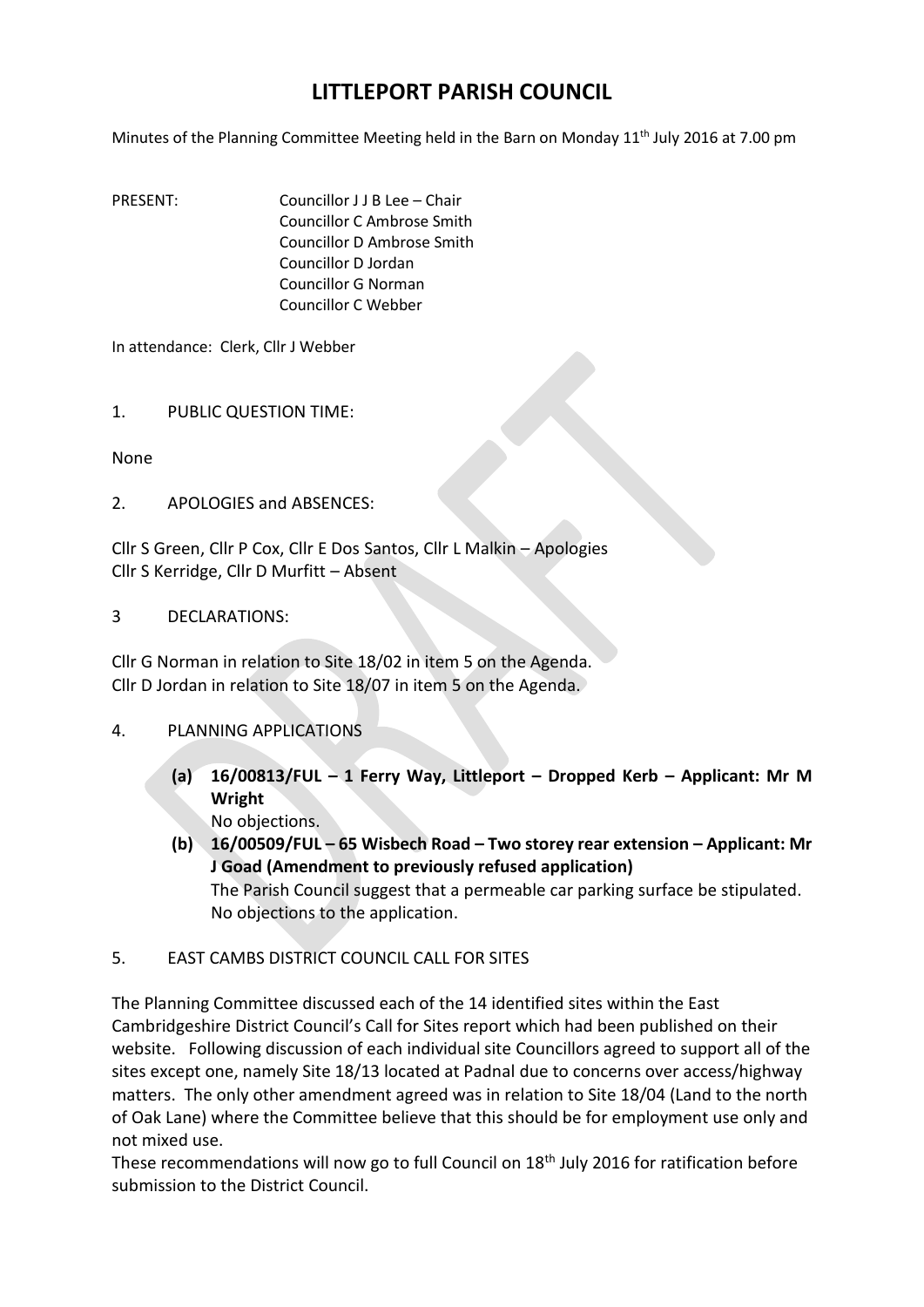# LITTLEPORT PARISH COUNCIL

Minutes of the Planning Committee Meeting held in the Barn on Monday 11th July 2016 at 7.00 pm

PRESENT: Councillor J J B Lee – Chair
Councillor C Ambrose Smith
Councillor D Ambrose Smith
Councillor D Jordan
Councillor G Norman
Councillor C Webber

In attendance: Clerk, Cllr J Webber

1. PUBLIC QUESTION TIME:

None

2. APOLOGIES and ABSENCES:

Cllr S Green, Cllr P Cox, Cllr E Dos Santos, Cllr L Malkin – Apologies
Cllr S Kerridge, Cllr D Murfitt – Absent

3 DECLARATIONS:

Cllr G Norman in relation to Site 18/02 in item 5 on the Agenda.
Cllr D Jordan in relation to Site 18/07 in item 5 on the Agenda.

4. PLANNING APPLICATIONS

(a) **16/00813/FUL – 1 Ferry Way, Littleport – Dropped Kerb – Applicant: Mr M Wright**
No objections.

(b) **16/00509/FUL – 65 Wisbech Road – Two storey rear extension – Applicant: Mr J Goad (Amendment to previously refused application)**
The Parish Council suggest that a permeable car parking surface be stipulated. No objections to the application.

5. EAST CAMBS DISTRICT COUNCIL CALL FOR SITES

The Planning Committee discussed each of the 14 identified sites within the East Cambridgeshire District Council's Call for Sites report which had been published on their website. Following discussion of each individual site Councillors agreed to support all of the sites except one, namely Site 18/13 located at Padnal due to concerns over access/highway matters. The only other amendment agreed was in relation to Site 18/04 (Land to the north of Oak Lane) where the Committee believe that this should be for employment use only and not mixed use.
These recommendations will now go to full Council on 18th July 2016 for ratification before submission to the District Council.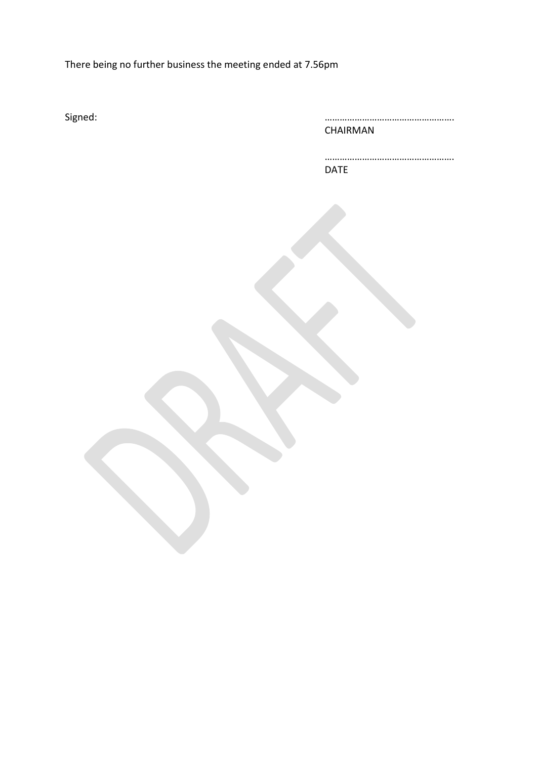There being no further business the meeting ended at 7.56pm

Signed: ……………………………………………
CHAIRMAN

……………………………………………
DATE

DRAFT